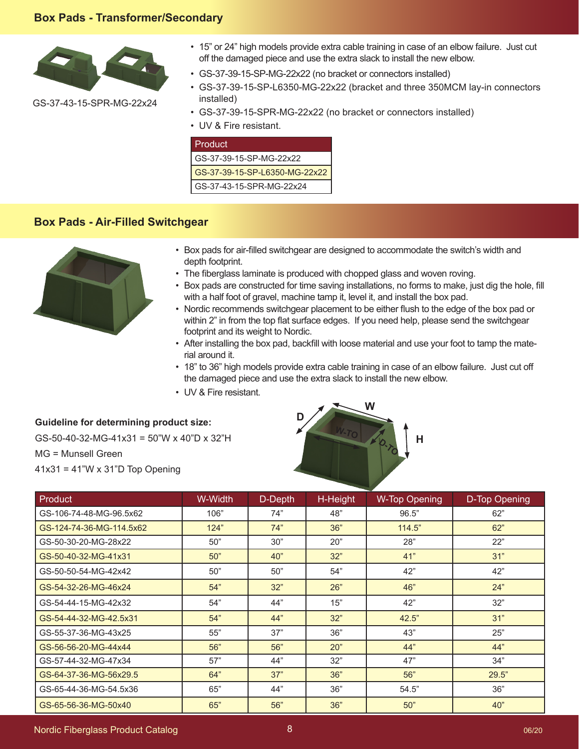## Box Pads - Transformer/Secondary

GS-37-43-15-SPR-MG-22x24

- 15" or 24" high models provide extra cable training in case of an elbow failure. Just cut off the damaged piece and use the extra slack to install the new elbow.
- GS-37-39-15-SP-MG-22x22 (no bracket or connectors installed)
- GS-37-39-15-SP-L6350-MG-22x22 (bracket and three 350MCM lay-in connectors installed)
- GS-37-39-15-SPR-MG-22x22 (no bracket or connectors installed)
- UV & Fire resistant.

| Product |
|---|
| GS-37-39-15-SP-MG-22x22 |
| GS-37-39-15-SP-L6350-MG-22x22 |
| GS-37-43-15-SPR-MG-22x24 |

## Box Pads - Air-Filled Switchgear

- Box pads for air-filled switchgear are designed to accommodate the switch's width and depth footprint.
- The fiberglass laminate is produced with chopped glass and woven roving.
- Box pads are constructed for time saving installations, no forms to make, just dig the hole, fill with a half foot of gravel, machine tamp it, level it, and install the box pad.
- Nordic recommends switchgear placement to be either flush to the edge of the box pad or within 2" in from the top flat surface edges. If you need help, please send the switchgear footprint and its weight to Nordic.
- After installing the box pad, backfill with loose material and use your foot to tamp the material around it.
- 18" to 36" high models provide extra cable training in case of an elbow failure. Just cut off the damaged piece and use the extra slack to install the new elbow.
- UV & Fire resistant.

**Guideline for determining product size:**

GS-50-40-32-MG-41x31 = 50"W x 40"D x 32"H

MG = Munsell Green

41x31 = 41"W x 31"D Top Opening

| Product | W-Width | D-Depth | H-Height | W-Top Opening | D-Top Opening |
|---|---|---|---|---|---|
| GS-106-74-48-MG-96.5x62 | 106" | 74" | 48" | 96.5" | 62" |
| GS-124-74-36-MG-114.5x62 | 124" | 74" | 36" | 114.5" | 62" |
| GS-50-30-20-MG-28x22 | 50" | 30" | 20" | 28" | 22" |
| GS-50-40-32-MG-41x31 | 50" | 40" | 32" | 41" | 31" |
| GS-50-50-54-MG-42x42 | 50" | 50" | 54" | 42" | 42" |
| GS-54-32-26-MG-46x24 | 54" | 32" | 26" | 46" | 24" |
| GS-54-44-15-MG-42x32 | 54" | 44" | 15" | 42" | 32" |
| GS-54-44-32-MG-42.5x31 | 54" | 44" | 32" | 42.5" | 31" |
| GS-55-37-36-MG-43x25 | 55" | 37" | 36" | 43" | 25" |
| GS-56-56-20-MG-44x44 | 56" | 56" | 20" | 44" | 44" |
| GS-57-44-32-MG-47x34 | 57" | 44" | 32" | 47" | 34" |
| GS-64-37-36-MG-56x29.5 | 64" | 37" | 36" | 56" | 29.5" |
| GS-65-44-36-MG-54.5x36 | 65" | 44" | 36" | 54.5" | 36" |
| GS-65-56-36-MG-50x40 | 65" | 56" | 36" | 50" | 40" |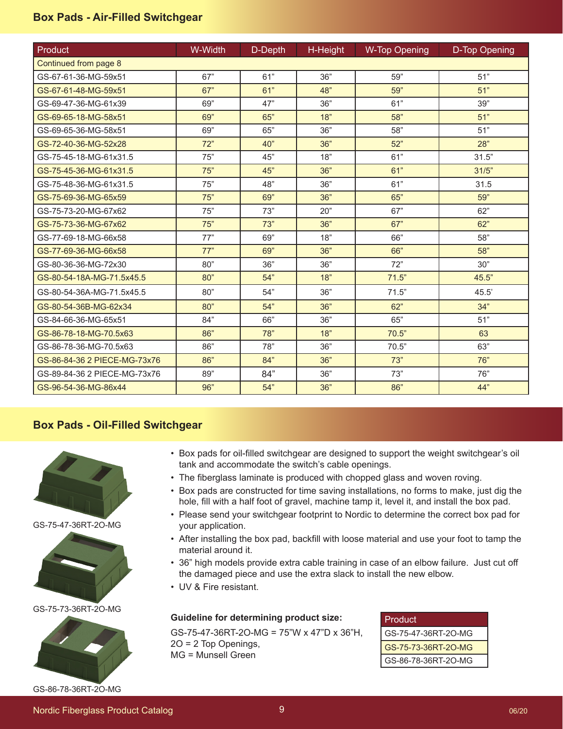## Box Pads - Air-Filled Switchgear

| Product | W-Width | D-Depth | H-Height | W-Top Opening | D-Top Opening |
|---|---|---|---|---|---|
| Continued from page 8 | | | | | |
| GS-67-61-36-MG-59x51 | 67” | 61” | 36” | 59” | 51” |
| GS-67-61-48-MG-59x51 | 67” | 61” | 48” | 59” | 51” |
| GS-69-47-36-MG-61x39 | 69” | 47” | 36” | 61” | 39” |
| GS-69-65-18-MG-58x51 | 69” | 65” | 18” | 58” | 51” |
| GS-69-65-36-MG-58x51 | 69” | 65” | 36” | 58” | 51” |
| GS-72-40-36-MG-52x28 | 72” | 40” | 36” | 52” | 28” |
| GS-75-45-18-MG-61x31.5 | 75” | 45” | 18” | 61” | 31.5” |
| GS-75-45-36-MG-61x31.5 | 75” | 45” | 36” | 61” | 31/5” |
| GS-75-48-36-MG-61x31.5 | 75” | 48” | 36” | 61” | 31.5 |
| GS-75-69-36-MG-65x59 | 75” | 69” | 36” | 65” | 59” |
| GS-75-73-20-MG-67x62 | 75” | 73” | 20” | 67” | 62” |
| GS-75-73-36-MG-67x62 | 75” | 73” | 36” | 67” | 62” |
| GS-77-69-18-MG-66x58 | 77” | 69” | 18” | 66” | 58” |
| GS-77-69-36-MG-66x58 | 77” | 69” | 36” | 66” | 58” |
| GS-80-36-36-MG-72x30 | 80” | 36” | 36” | 72” | 30” |
| GS-80-54-18A-MG-71.5x45.5 | 80” | 54” | 18” | 71.5” | 45.5” |
| GS-80-54-36A-MG-71.5x45.5 | 80” | 54” | 36” | 71.5” | 45.5’ |
| GS-80-54-36B-MG-62x34 | 80” | 54” | 36” | 62” | 34” |
| GS-84-66-36-MG-65x51 | 84” | 66” | 36” | 65” | 51” |
| GS-86-78-18-MG-70.5x63 | 86” | 78” | 18” | 70.5” | 63 |
| GS-86-78-36-MG-70.5x63 | 86” | 78” | 36” | 70.5” | 63” |
| GS-86-84-36 2 PIECE-MG-73x76 | 86” | 84” | 36” | 73” | 76” |
| GS-89-84-36 2 PIECE-MG-73x76 | 89” | 84” | 36” | 73” | 76” |
| GS-96-54-36-MG-86x44 | 96” | 54” | 36” | 86” | 44” |

## Box Pads - Oil-Filled Switchgear

GS-75-47-36RT-2O-MG

GS-75-73-36RT-2O-MG

GS-86-78-36RT-2O-MG

- Box pads for oil-filled switchgear are designed to support the weight switchgear’s oil tank and accommodate the switch’s cable openings.
- The fiberglass laminate is produced with chopped glass and woven roving.
- Box pads are constructed for time saving installations, no forms to make, just dig the hole, fill with a half foot of gravel, machine tamp it, level it, and install the box pad.
- Please send your switchgear footprint to Nordic to determine the correct box pad for your application.
- After installing the box pad, backfill with loose material and use your foot to tamp the material around it.
- 36” high models provide extra cable training in case of an elbow failure. Just cut off the damaged piece and use the extra slack to install the new elbow.
- UV & Fire resistant.

**Guideline for determining product size:**

GS-75-47-36RT-2O-MG = 75”W x 47”D x 36”H,
2O = 2 Top Openings,
MG = Munsell Green

| Product |
|---|
| GS-75-47-36RT-2O-MG |
| GS-75-73-36RT-2O-MG |
| GS-86-78-36RT-2O-MG |